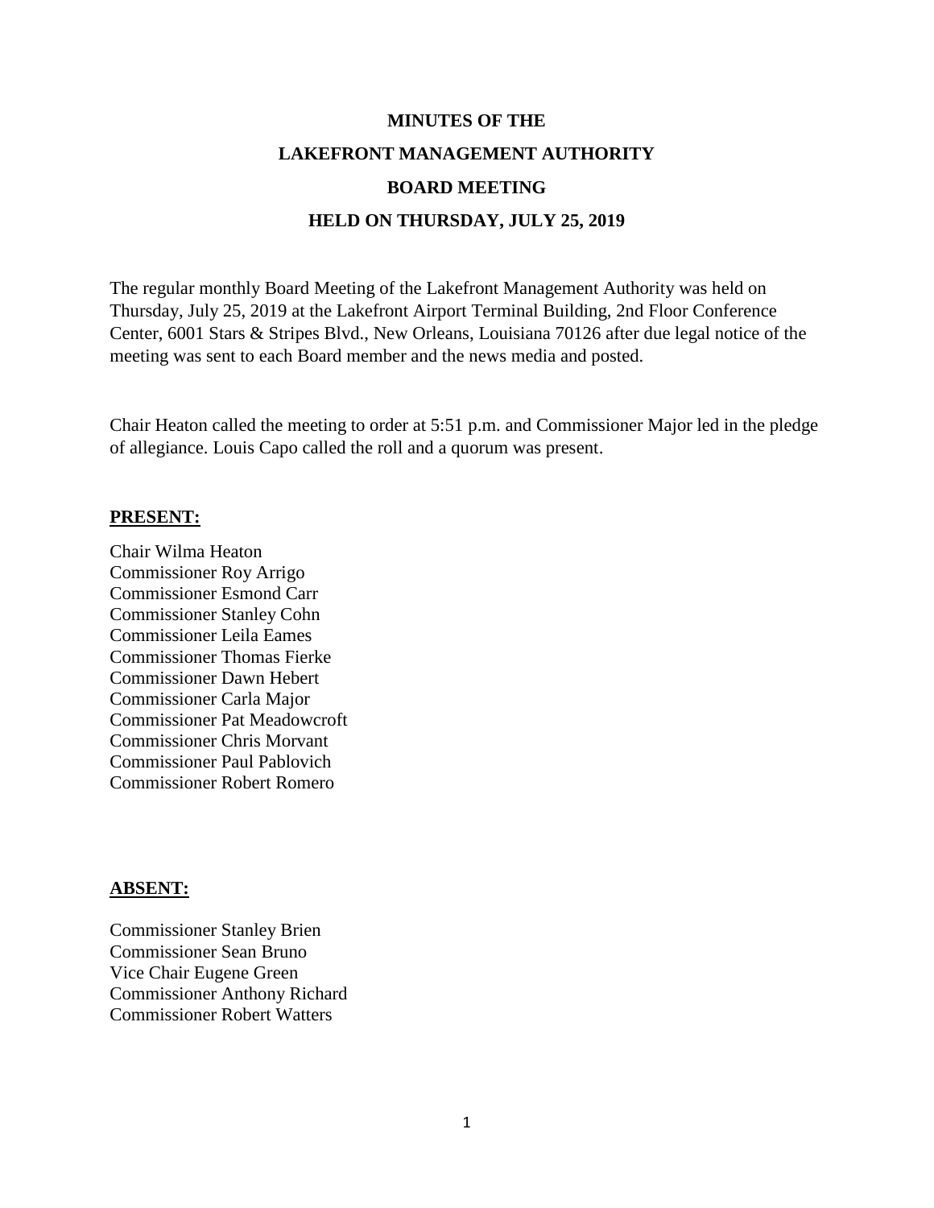# MINUTES OF THE
# LAKEFRONT MANAGEMENT AUTHORITY
# BOARD MEETING
# HELD ON THURSDAY, JULY 25, 2019

The regular monthly Board Meeting of the Lakefront Management Authority was held on Thursday, July 25, 2019 at the Lakefront Airport Terminal Building, 2nd Floor Conference Center, 6001 Stars & Stripes Blvd., New Orleans, Louisiana 70126 after due legal notice of the meeting was sent to each Board member and the news media and posted.

Chair Heaton called the meeting to order at 5:51 p.m. and Commissioner Major led in the pledge of allegiance. Louis Capo called the roll and a quorum was present.

**PRESENT:**

Chair Wilma Heaton
Commissioner Roy Arrigo
Commissioner Esmond Carr
Commissioner Stanley Cohn
Commissioner Leila Eames
Commissioner Thomas Fierke
Commissioner Dawn Hebert
Commissioner Carla Major
Commissioner Pat Meadowcroft
Commissioner Chris Morvant
Commissioner Paul Pablovich
Commissioner Robert Romero

**ABSENT:**

Commissioner Stanley Brien
Commissioner Sean Bruno
Vice Chair Eugene Green
Commissioner Anthony Richard
Commissioner Robert Watters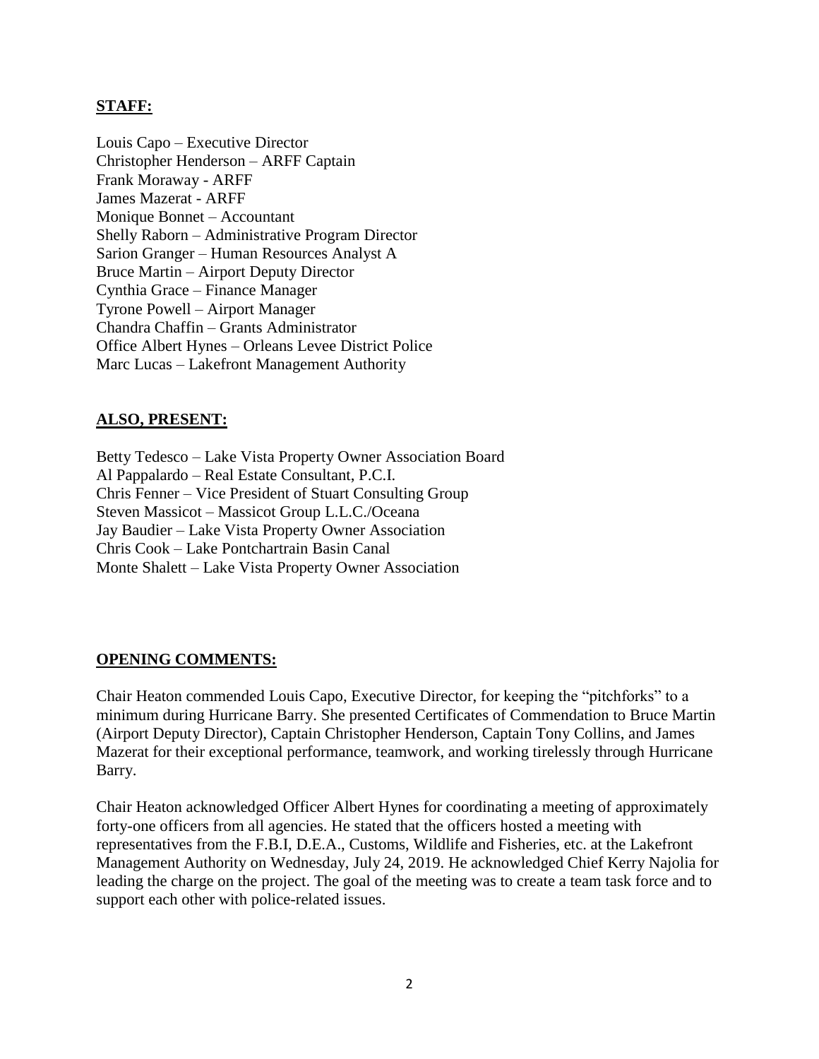**STAFF:**

Louis Capo – Executive Director
Christopher Henderson – ARFF Captain
Frank Moraway - ARFF
James Mazerat - ARFF
Monique Bonnet – Accountant
Shelly Raborn – Administrative Program Director
Sarion Granger – Human Resources Analyst A
Bruce Martin – Airport Deputy Director
Cynthia Grace – Finance Manager
Tyrone Powell – Airport Manager
Chandra Chaffin – Grants Administrator
Office Albert Hynes – Orleans Levee District Police
Marc Lucas – Lakefront Management Authority

**ALSO, PRESENT:**

Betty Tedesco – Lake Vista Property Owner Association Board
Al Pappalardo – Real Estate Consultant, P.C.I.
Chris Fenner – Vice President of Stuart Consulting Group
Steven Massicot – Massicot Group L.L.C./Oceana
Jay Baudier – Lake Vista Property Owner Association
Chris Cook – Lake Pontchartrain Basin Canal
Monte Shalett – Lake Vista Property Owner Association

**OPENING COMMENTS:**

Chair Heaton commended Louis Capo, Executive Director, for keeping the "pitchforks" to a minimum during Hurricane Barry. She presented Certificates of Commendation to Bruce Martin (Airport Deputy Director), Captain Christopher Henderson, Captain Tony Collins, and James Mazerat for their exceptional performance, teamwork, and working tirelessly through Hurricane Barry.

Chair Heaton acknowledged Officer Albert Hynes for coordinating a meeting of approximately forty-one officers from all agencies. He stated that the officers hosted a meeting with representatives from the F.B.I, D.E.A., Customs, Wildlife and Fisheries, etc. at the Lakefront Management Authority on Wednesday, July 24, 2019. He acknowledged Chief Kerry Najolia for leading the charge on the project. The goal of the meeting was to create a team task force and to support each other with police-related issues.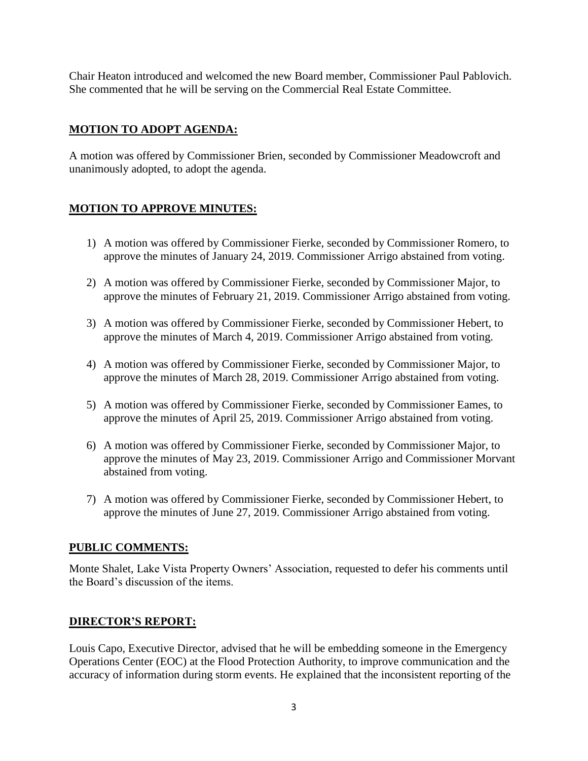Chair Heaton introduced and welcomed the new Board member, Commissioner Paul Pablovich. She commented that he will be serving on the Commercial Real Estate Committee.

## MOTION TO ADOPT AGENDA:

A motion was offered by Commissioner Brien, seconded by Commissioner Meadowcroft and unanimously adopted, to adopt the agenda.

## MOTION TO APPROVE MINUTES:

1) A motion was offered by Commissioner Fierke, seconded by Commissioner Romero, to approve the minutes of January 24, 2019. Commissioner Arrigo abstained from voting.

2) A motion was offered by Commissioner Fierke, seconded by Commissioner Major, to approve the minutes of February 21, 2019. Commissioner Arrigo abstained from voting.

3) A motion was offered by Commissioner Fierke, seconded by Commissioner Hebert, to approve the minutes of March 4, 2019. Commissioner Arrigo abstained from voting.

4) A motion was offered by Commissioner Fierke, seconded by Commissioner Major, to approve the minutes of March 28, 2019. Commissioner Arrigo abstained from voting.

5) A motion was offered by Commissioner Fierke, seconded by Commissioner Eames, to approve the minutes of April 25, 2019. Commissioner Arrigo abstained from voting.

6) A motion was offered by Commissioner Fierke, seconded by Commissioner Major, to approve the minutes of May 23, 2019. Commissioner Arrigo and Commissioner Morvant abstained from voting.

7) A motion was offered by Commissioner Fierke, seconded by Commissioner Hebert, to approve the minutes of June 27, 2019. Commissioner Arrigo abstained from voting.

## PUBLIC COMMENTS:

Monte Shalet, Lake Vista Property Owners' Association, requested to defer his comments until the Board's discussion of the items.

## DIRECTOR'S REPORT:

Louis Capo, Executive Director, advised that he will be embedding someone in the Emergency Operations Center (EOC) at the Flood Protection Authority, to improve communication and the accuracy of information during storm events. He explained that the inconsistent reporting of the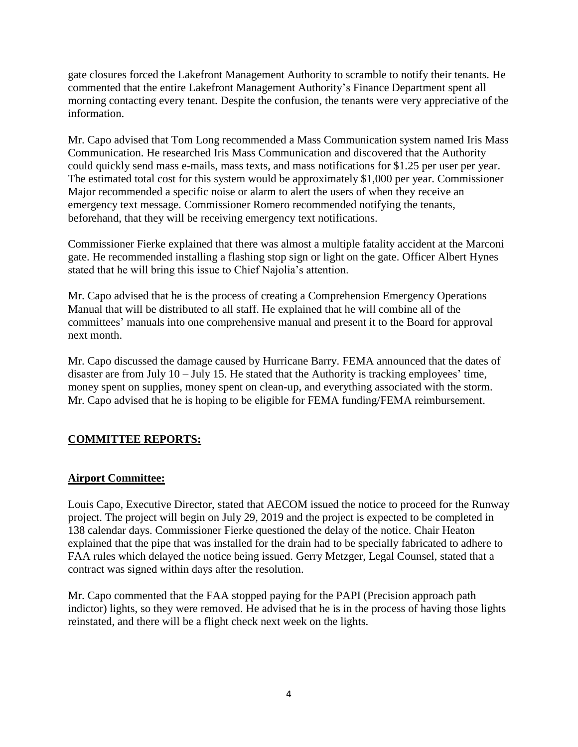gate closures forced the Lakefront Management Authority to scramble to notify their tenants. He commented that the entire Lakefront Management Authority's Finance Department spent all morning contacting every tenant. Despite the confusion, the tenants were very appreciative of the information.

Mr. Capo advised that Tom Long recommended a Mass Communication system named Iris Mass Communication. He researched Iris Mass Communication and discovered that the Authority could quickly send mass e-mails, mass texts, and mass notifications for $1.25 per user per year. The estimated total cost for this system would be approximately $1,000 per year. Commissioner Major recommended a specific noise or alarm to alert the users of when they receive an emergency text message. Commissioner Romero recommended notifying the tenants, beforehand, that they will be receiving emergency text notifications.

Commissioner Fierke explained that there was almost a multiple fatality accident at the Marconi gate. He recommended installing a flashing stop sign or light on the gate. Officer Albert Hynes stated that he will bring this issue to Chief Najolia's attention.

Mr. Capo advised that he is the process of creating a Comprehension Emergency Operations Manual that will be distributed to all staff. He explained that he will combine all of the committees' manuals into one comprehensive manual and present it to the Board for approval next month.

Mr. Capo discussed the damage caused by Hurricane Barry. FEMA announced that the dates of disaster are from July 10 – July 15. He stated that the Authority is tracking employees' time, money spent on supplies, money spent on clean-up, and everything associated with the storm. Mr. Capo advised that he is hoping to be eligible for FEMA funding/FEMA reimbursement.

## COMMITTEE REPORTS:

### Airport Committee:

Louis Capo, Executive Director, stated that AECOM issued the notice to proceed for the Runway project. The project will begin on July 29, 2019 and the project is expected to be completed in 138 calendar days. Commissioner Fierke questioned the delay of the notice. Chair Heaton explained that the pipe that was installed for the drain had to be specially fabricated to adhere to FAA rules which delayed the notice being issued. Gerry Metzger, Legal Counsel, stated that a contract was signed within days after the resolution.

Mr. Capo commented that the FAA stopped paying for the PAPI (Precision approach path indictor) lights, so they were removed. He advised that he is in the process of having those lights reinstated, and there will be a flight check next week on the lights.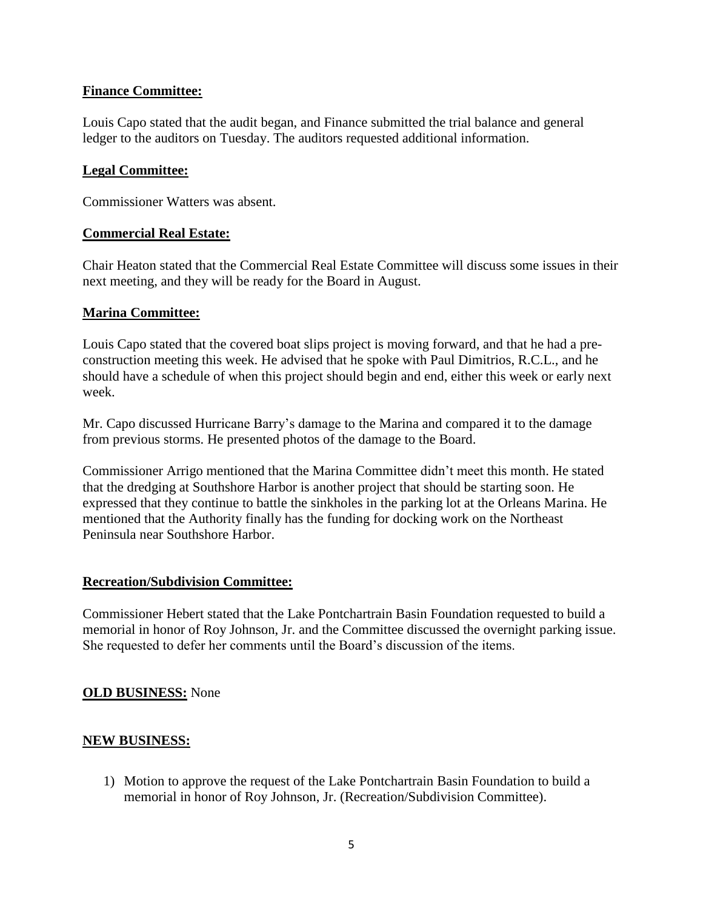**Finance Committee:**

Louis Capo stated that the audit began, and Finance submitted the trial balance and general ledger to the auditors on Tuesday. The auditors requested additional information.

**Legal Committee:**

Commissioner Watters was absent.

**Commercial Real Estate:**

Chair Heaton stated that the Commercial Real Estate Committee will discuss some issues in their next meeting, and they will be ready for the Board in August.

**Marina Committee:**

Louis Capo stated that the covered boat slips project is moving forward, and that he had a pre-construction meeting this week. He advised that he spoke with Paul Dimitrios, R.C.L., and he should have a schedule of when this project should begin and end, either this week or early next week.

Mr. Capo discussed Hurricane Barry's damage to the Marina and compared it to the damage from previous storms. He presented photos of the damage to the Board.

Commissioner Arrigo mentioned that the Marina Committee didn't meet this month. He stated that the dredging at Southshore Harbor is another project that should be starting soon. He expressed that they continue to battle the sinkholes in the parking lot at the Orleans Marina. He mentioned that the Authority finally has the funding for docking work on the Northeast Peninsula near Southshore Harbor.

**Recreation/Subdivision Committee:**

Commissioner Hebert stated that the Lake Pontchartrain Basin Foundation requested to build a memorial in honor of Roy Johnson, Jr. and the Committee discussed the overnight parking issue. She requested to defer her comments until the Board's discussion of the items.

**OLD BUSINESS:** None

**NEW BUSINESS:**

1) Motion to approve the request of the Lake Pontchartrain Basin Foundation to build a memorial in honor of Roy Johnson, Jr. (Recreation/Subdivision Committee).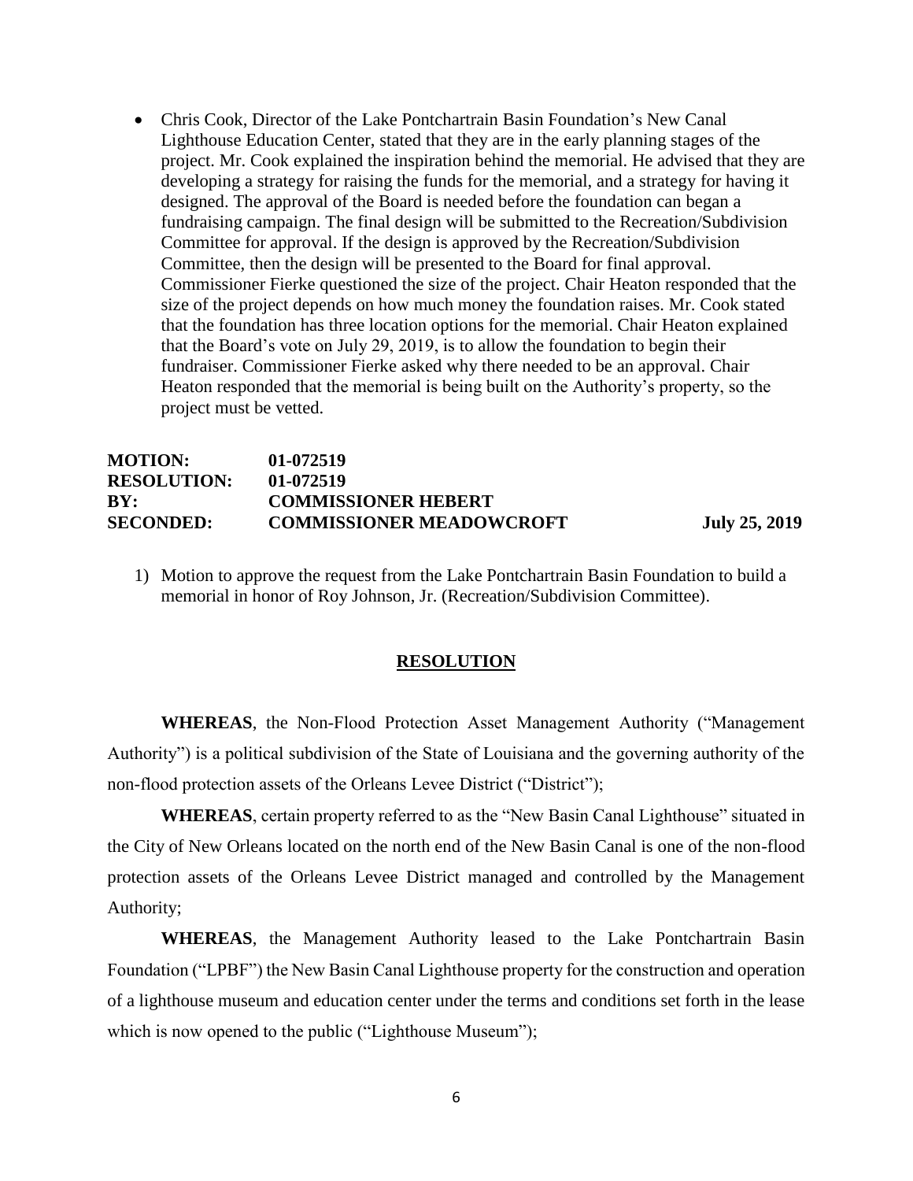- Chris Cook, Director of the Lake Pontchartrain Basin Foundation's New Canal Lighthouse Education Center, stated that they are in the early planning stages of the project. Mr. Cook explained the inspiration behind the memorial. He advised that they are developing a strategy for raising the funds for the memorial, and a strategy for having it designed. The approval of the Board is needed before the foundation can began a fundraising campaign. The final design will be submitted to the Recreation/Subdivision Committee for approval. If the design is approved by the Recreation/Subdivision Committee, then the design will be presented to the Board for final approval. Commissioner Fierke questioned the size of the project. Chair Heaton responded that the size of the project depends on how much money the foundation raises. Mr. Cook stated that the foundation has three location options for the memorial. Chair Heaton explained that the Board's vote on July 29, 2019, is to allow the foundation to begin their fundraiser. Commissioner Fierke asked why there needed to be an approval. Chair Heaton responded that the memorial is being built on the Authority's property, so the project must be vetted.

**MOTION:** **01-072519**
**RESOLUTION:** **01-072519**
**BY:** **COMMISSIONER HEBERT**
**SECONDED:** **COMMISSIONER MEADOWCROFT** **July 25, 2019**

1) Motion to approve the request from the Lake Pontchartrain Basin Foundation to build a memorial in honor of Roy Johnson, Jr. (Recreation/Subdivision Committee).

**RESOLUTION**

**WHEREAS**, the Non-Flood Protection Asset Management Authority ("Management Authority") is a political subdivision of the State of Louisiana and the governing authority of the non-flood protection assets of the Orleans Levee District ("District");

**WHEREAS**, certain property referred to as the "New Basin Canal Lighthouse" situated in the City of New Orleans located on the north end of the New Basin Canal is one of the non-flood protection assets of the Orleans Levee District managed and controlled by the Management Authority;

**WHEREAS**, the Management Authority leased to the Lake Pontchartrain Basin Foundation ("LPBF") the New Basin Canal Lighthouse property for the construction and operation of a lighthouse museum and education center under the terms and conditions set forth in the lease which is now opened to the public ("Lighthouse Museum");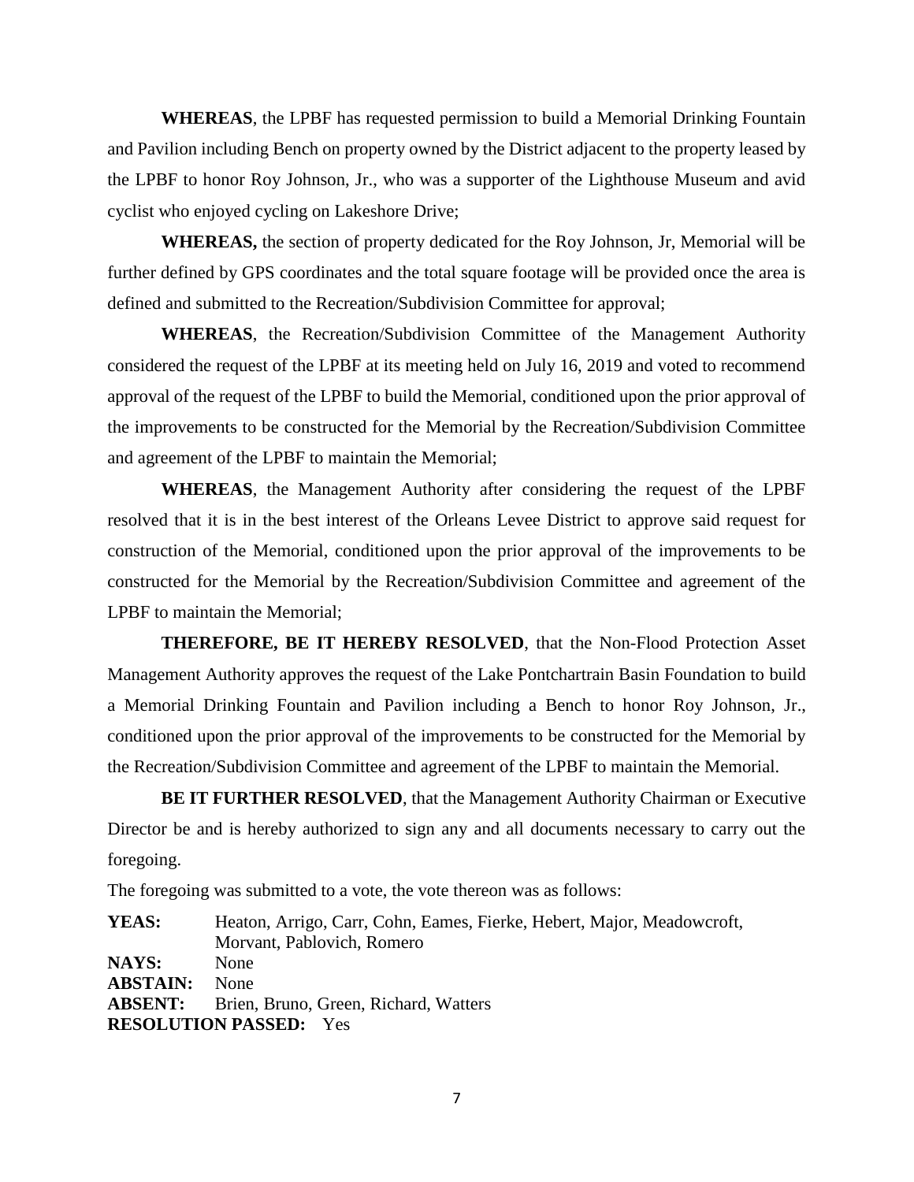**WHEREAS**, the LPBF has requested permission to build a Memorial Drinking Fountain and Pavilion including Bench on property owned by the District adjacent to the property leased by the LPBF to honor Roy Johnson, Jr., who was a supporter of the Lighthouse Museum and avid cyclist who enjoyed cycling on Lakeshore Drive;

**WHEREAS,** the section of property dedicated for the Roy Johnson, Jr, Memorial will be further defined by GPS coordinates and the total square footage will be provided once the area is defined and submitted to the Recreation/Subdivision Committee for approval;

**WHEREAS**, the Recreation/Subdivision Committee of the Management Authority considered the request of the LPBF at its meeting held on July 16, 2019 and voted to recommend approval of the request of the LPBF to build the Memorial, conditioned upon the prior approval of the improvements to be constructed for the Memorial by the Recreation/Subdivision Committee and agreement of the LPBF to maintain the Memorial;

**WHEREAS**, the Management Authority after considering the request of the LPBF resolved that it is in the best interest of the Orleans Levee District to approve said request for construction of the Memorial, conditioned upon the prior approval of the improvements to be constructed for the Memorial by the Recreation/Subdivision Committee and agreement of the LPBF to maintain the Memorial;

**THEREFORE, BE IT HEREBY RESOLVED**, that the Non-Flood Protection Asset Management Authority approves the request of the Lake Pontchartrain Basin Foundation to build a Memorial Drinking Fountain and Pavilion including a Bench to honor Roy Johnson, Jr., conditioned upon the prior approval of the improvements to be constructed for the Memorial by the Recreation/Subdivision Committee and agreement of the LPBF to maintain the Memorial.

**BE IT FURTHER RESOLVED**, that the Management Authority Chairman or Executive Director be and is hereby authorized to sign any and all documents necessary to carry out the foregoing.

The foregoing was submitted to a vote, the vote thereon was as follows:

**YEAS:** Heaton, Arrigo, Carr, Cohn, Eames, Fierke, Hebert, Major, Meadowcroft, Morvant, Pablovich, Romero
**NAYS:** None
**ABSTAIN:** None
**ABSENT:** Brien, Bruno, Green, Richard, Watters
**RESOLUTION PASSED:** Yes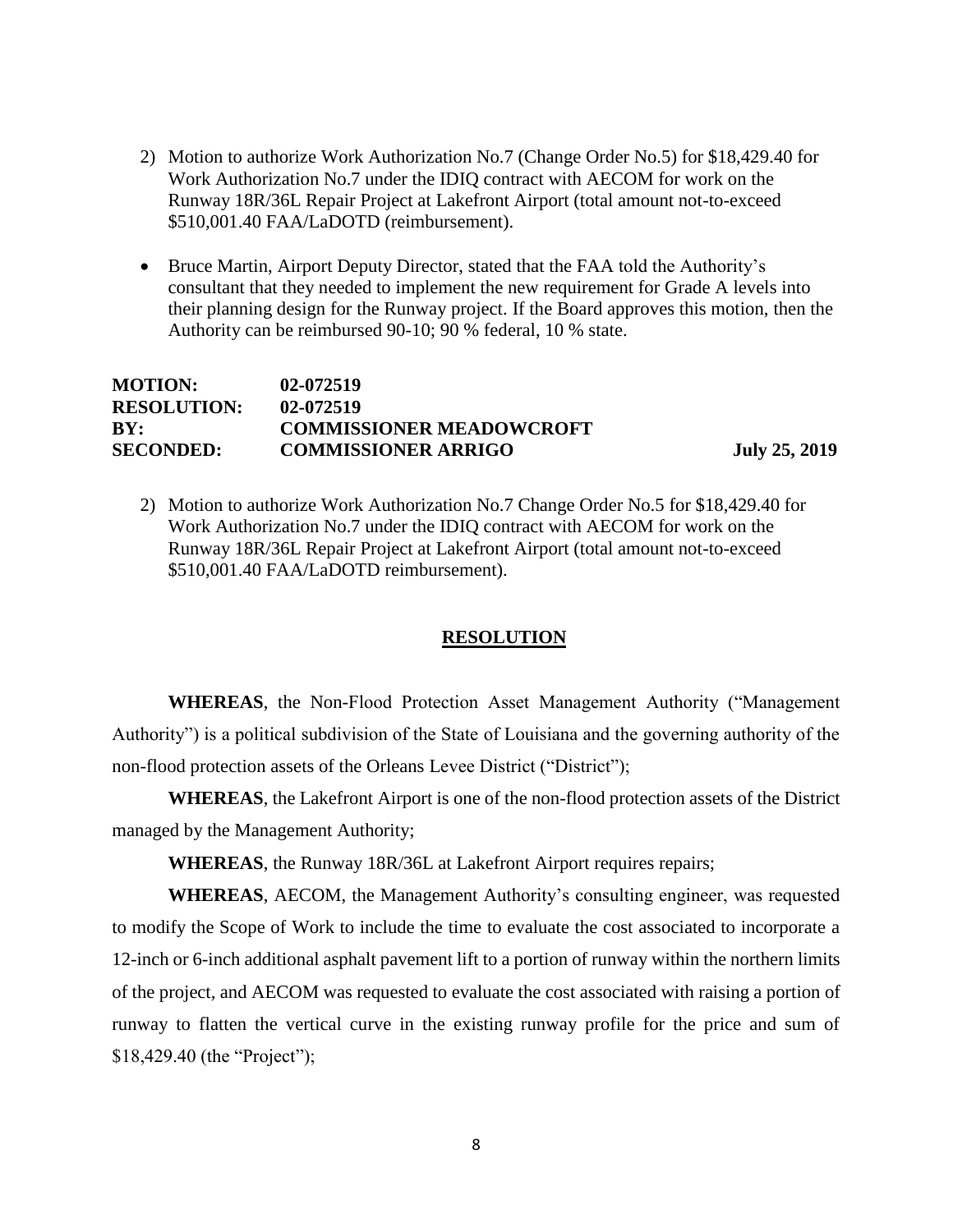2) Motion to authorize Work Authorization No.7 (Change Order No.5) for $18,429.40 for Work Authorization No.7 under the IDIQ contract with AECOM for work on the Runway 18R/36L Repair Project at Lakefront Airport (total amount not-to-exceed $510,001.40 FAA/LaDOTD (reimbursement).

- Bruce Martin, Airport Deputy Director, stated that the FAA told the Authority's consultant that they needed to implement the new requirement for Grade A levels into their planning design for the Runway project. If the Board approves this motion, then the Authority can be reimbursed 90-10; 90 % federal, 10 % state.

**MOTION:** **02-072519**
**RESOLUTION:** **02-072519**
**BY:** **COMMISSIONER MEADOWCROFT**
**SECONDED:** **COMMISSIONER ARRIGO** **July 25, 2019**

2) Motion to authorize Work Authorization No.7 Change Order No.5 for $18,429.40 for Work Authorization No.7 under the IDIQ contract with AECOM for work on the Runway 18R/36L Repair Project at Lakefront Airport (total amount not-to-exceed $510,001.40 FAA/LaDOTD reimbursement).

## RESOLUTION

**WHEREAS**, the Non-Flood Protection Asset Management Authority ("Management Authority") is a political subdivision of the State of Louisiana and the governing authority of the non-flood protection assets of the Orleans Levee District ("District");

**WHEREAS**, the Lakefront Airport is one of the non-flood protection assets of the District managed by the Management Authority;

**WHEREAS**, the Runway 18R/36L at Lakefront Airport requires repairs;

**WHEREAS**, AECOM, the Management Authority's consulting engineer, was requested to modify the Scope of Work to include the time to evaluate the cost associated to incorporate a 12-inch or 6-inch additional asphalt pavement lift to a portion of runway within the northern limits of the project, and AECOM was requested to evaluate the cost associated with raising a portion of runway to flatten the vertical curve in the existing runway profile for the price and sum of $18,429.40 (the "Project");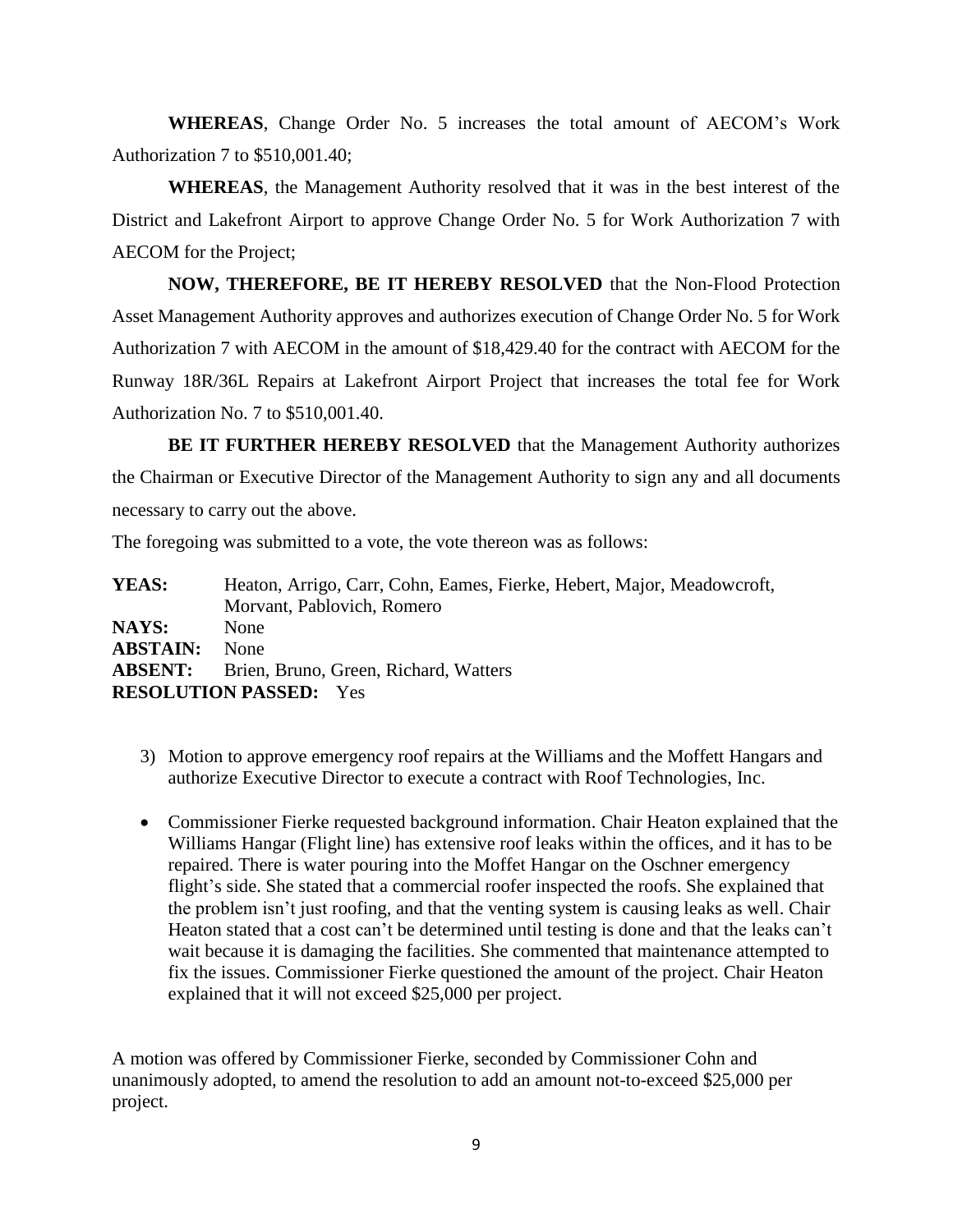**WHEREAS**, Change Order No. 5 increases the total amount of AECOM's Work Authorization 7 to $510,001.40;

**WHEREAS**, the Management Authority resolved that it was in the best interest of the District and Lakefront Airport to approve Change Order No. 5 for Work Authorization 7 with AECOM for the Project;

**NOW, THEREFORE, BE IT HEREBY RESOLVED** that the Non-Flood Protection Asset Management Authority approves and authorizes execution of Change Order No. 5 for Work Authorization 7 with AECOM in the amount of $18,429.40 for the contract with AECOM for the Runway 18R/36L Repairs at Lakefront Airport Project that increases the total fee for Work Authorization No. 7 to $510,001.40.

**BE IT FURTHER HEREBY RESOLVED** that the Management Authority authorizes the Chairman or Executive Director of the Management Authority to sign any and all documents necessary to carry out the above.

The foregoing was submitted to a vote, the vote thereon was as follows:

**YEAS:** Heaton, Arrigo, Carr, Cohn, Eames, Fierke, Hebert, Major, Meadowcroft, Morvant, Pablovich, Romero
**NAYS:** None
**ABSTAIN:** None
**ABSENT:** Brien, Bruno, Green, Richard, Watters
**RESOLUTION PASSED:** Yes

3) Motion to approve emergency roof repairs at the Williams and the Moffett Hangars and authorize Executive Director to execute a contract with Roof Technologies, Inc.

- Commissioner Fierke requested background information. Chair Heaton explained that the Williams Hangar (Flight line) has extensive roof leaks within the offices, and it has to be repaired. There is water pouring into the Moffet Hangar on the Oschner emergency flight's side. She stated that a commercial roofer inspected the roofs. She explained that the problem isn't just roofing, and that the venting system is causing leaks as well. Chair Heaton stated that a cost can't be determined until testing is done and that the leaks can't wait because it is damaging the facilities. She commented that maintenance attempted to fix the issues. Commissioner Fierke questioned the amount of the project. Chair Heaton explained that it will not exceed $25,000 per project.

A motion was offered by Commissioner Fierke, seconded by Commissioner Cohn and unanimously adopted, to amend the resolution to add an amount not-to-exceed $25,000 per project.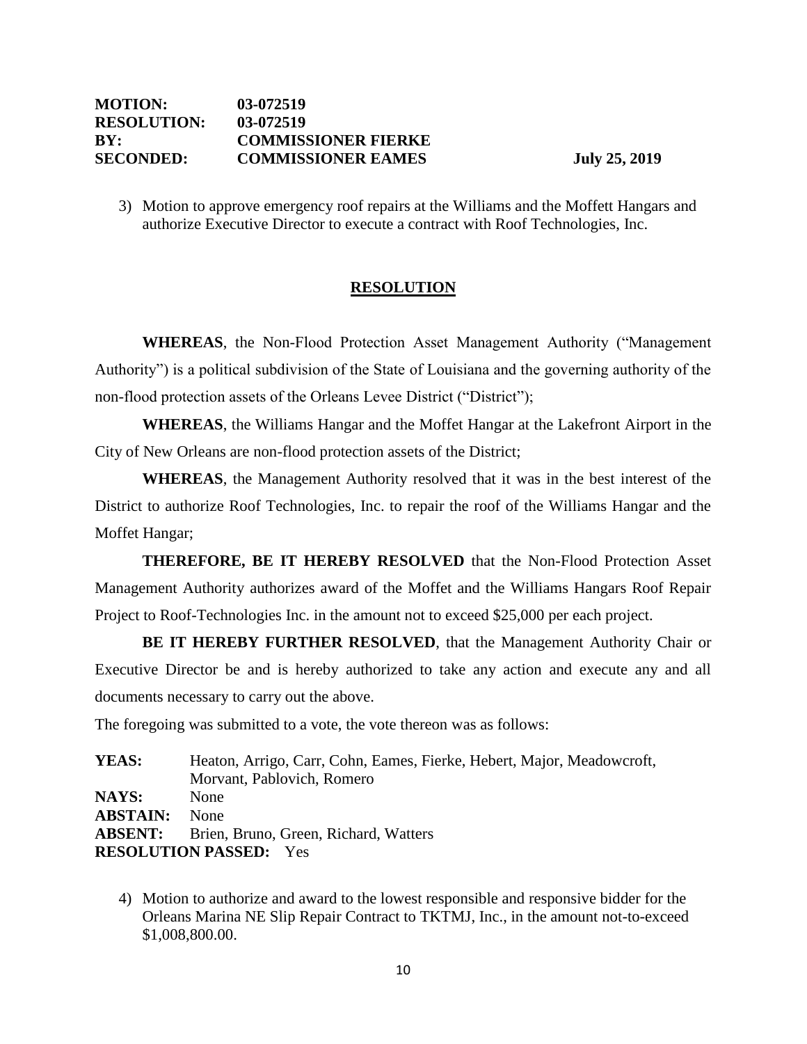**MOTION:** **03-072519**
**RESOLUTION:** **03-072519**
**BY:** **COMMISSIONER FIERKE**
**SECONDED:** **COMMISSIONER EAMES** **July 25, 2019**

3) Motion to approve emergency roof repairs at the Williams and the Moffett Hangars and authorize Executive Director to execute a contract with Roof Technologies, Inc.

## RESOLUTION

**WHEREAS**, the Non-Flood Protection Asset Management Authority ("Management Authority") is a political subdivision of the State of Louisiana and the governing authority of the non-flood protection assets of the Orleans Levee District ("District");

**WHEREAS**, the Williams Hangar and the Moffet Hangar at the Lakefront Airport in the City of New Orleans are non-flood protection assets of the District;

**WHEREAS**, the Management Authority resolved that it was in the best interest of the District to authorize Roof Technologies, Inc. to repair the roof of the Williams Hangar and the Moffet Hangar;

**THEREFORE, BE IT HEREBY RESOLVED** that the Non-Flood Protection Asset Management Authority authorizes award of the Moffet and the Williams Hangars Roof Repair Project to Roof-Technologies Inc. in the amount not to exceed $25,000 per each project.

**BE IT HEREBY FURTHER RESOLVED**, that the Management Authority Chair or Executive Director be and is hereby authorized to take any action and execute any and all documents necessary to carry out the above.

The foregoing was submitted to a vote, the vote thereon was as follows:

**YEAS:** Heaton, Arrigo, Carr, Cohn, Eames, Fierke, Hebert, Major, Meadowcroft, Morvant, Pablovich, Romero
**NAYS:** None
**ABSTAIN:** None
**ABSENT:** Brien, Bruno, Green, Richard, Watters
**RESOLUTION PASSED:** Yes

4) Motion to authorize and award to the lowest responsible and responsive bidder for the Orleans Marina NE Slip Repair Contract to TKTMJ, Inc., in the amount not-to-exceed $1,008,800.00.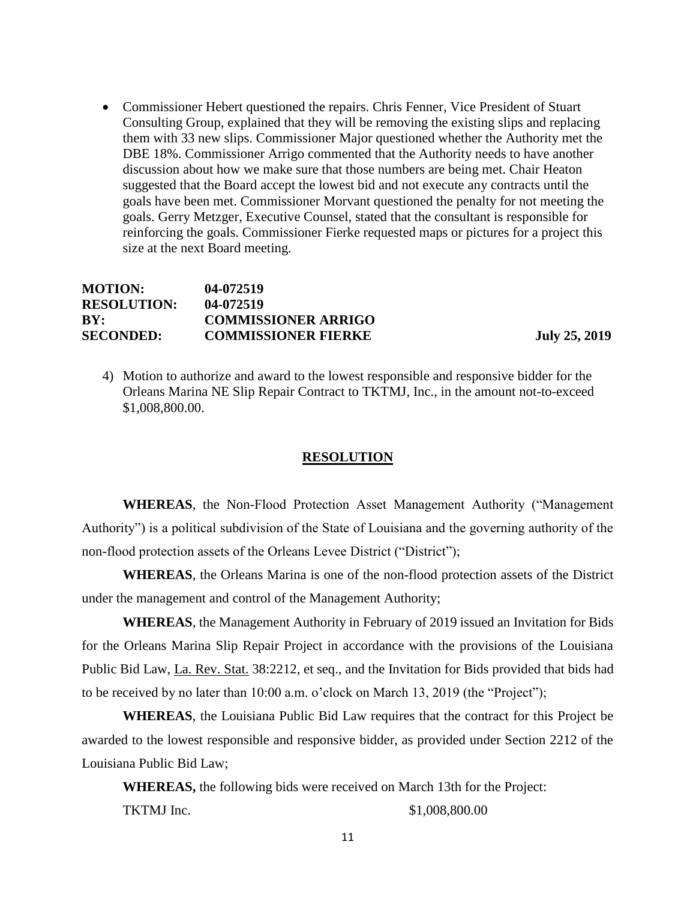- Commissioner Hebert questioned the repairs. Chris Fenner, Vice President of Stuart Consulting Group, explained that they will be removing the existing slips and replacing them with 33 new slips. Commissioner Major questioned whether the Authority met the DBE 18%. Commissioner Arrigo commented that the Authority needs to have another discussion about how we make sure that those numbers are being met. Chair Heaton suggested that the Board accept the lowest bid and not execute any contracts until the goals have been met. Commissioner Morvant questioned the penalty for not meeting the goals. Gerry Metzger, Executive Counsel, stated that the consultant is responsible for reinforcing the goals. Commissioner Fierke requested maps or pictures for a project this size at the next Board meeting.

**MOTION:** **04-072519**
**RESOLUTION:** **04-072519**
**BY:** **COMMISSIONER ARRIGO**
**SECONDED:** **COMMISSIONER FIERKE** **July 25, 2019**

4) Motion to authorize and award to the lowest responsible and responsive bidder for the Orleans Marina NE Slip Repair Contract to TKTMJ, Inc., in the amount not-to-exceed $1,008,800.00.

## RESOLUTION

**WHEREAS**, the Non-Flood Protection Asset Management Authority ("Management Authority") is a political subdivision of the State of Louisiana and the governing authority of the non-flood protection assets of the Orleans Levee District ("District");

**WHEREAS**, the Orleans Marina is one of the non-flood protection assets of the District under the management and control of the Management Authority;

**WHEREAS**, the Management Authority in February of 2019 issued an Invitation for Bids for the Orleans Marina Slip Repair Project in accordance with the provisions of the Louisiana Public Bid Law, La. Rev. Stat. 38:2212, et seq., and the Invitation for Bids provided that bids had to be received by no later than 10:00 a.m. o'clock on March 13, 2019 (the "Project");

**WHEREAS**, the Louisiana Public Bid Law requires that the contract for this Project be awarded to the lowest responsible and responsive bidder, as provided under Section 2212 of the Louisiana Public Bid Law;

**WHEREAS,** the following bids were received on March 13th for the Project:

TKTMJ Inc. $1,008,800.00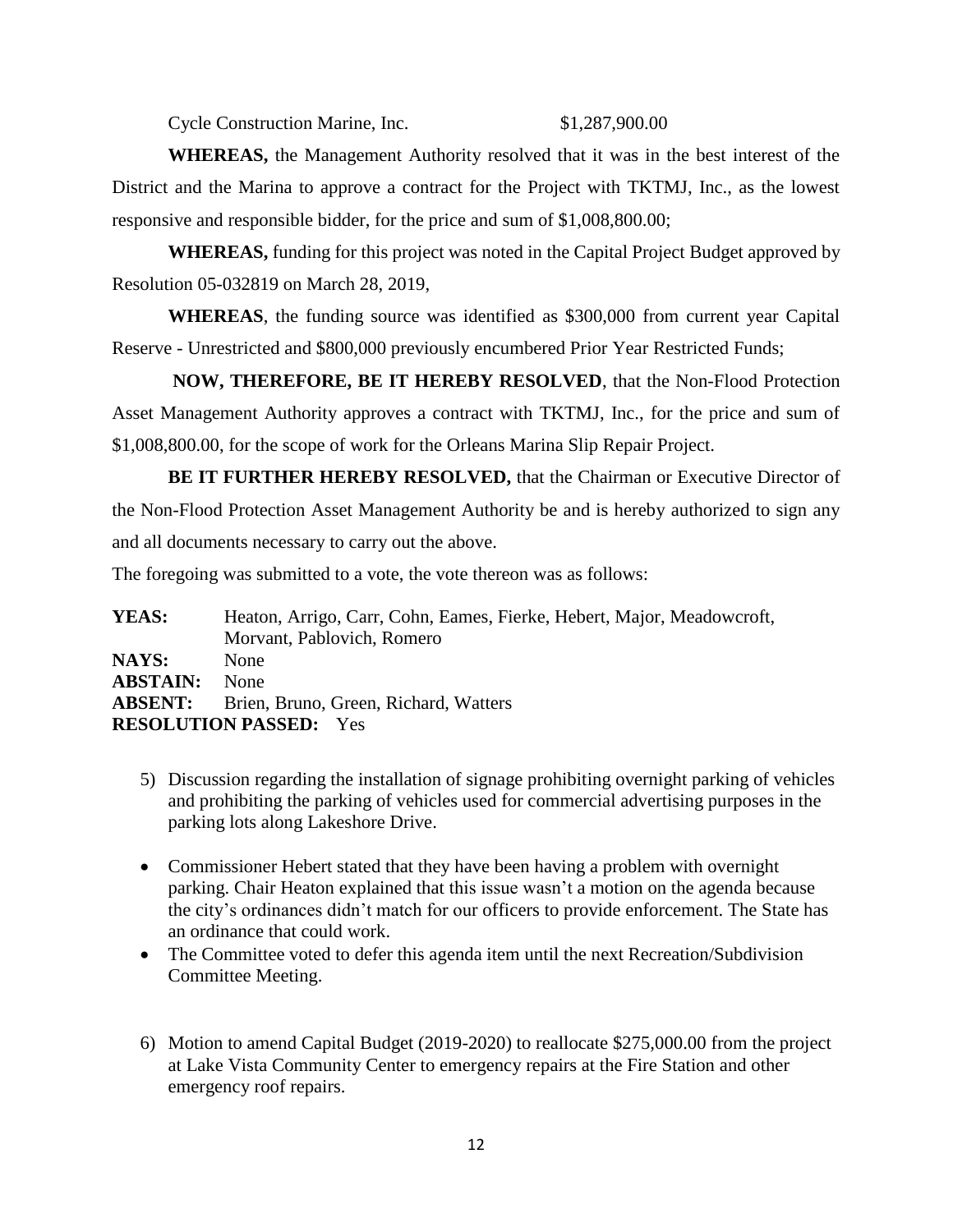Cycle Construction Marine, Inc. $1,287,900.00

**WHEREAS,** the Management Authority resolved that it was in the best interest of the District and the Marina to approve a contract for the Project with TKTMJ, Inc., as the lowest responsive and responsible bidder, for the price and sum of $1,008,800.00;

**WHEREAS,** funding for this project was noted in the Capital Project Budget approved by Resolution 05-032819 on March 28, 2019,

**WHEREAS**, the funding source was identified as $300,000 from current year Capital Reserve - Unrestricted and $800,000 previously encumbered Prior Year Restricted Funds;

**NOW, THEREFORE, BE IT HEREBY RESOLVED**, that the Non-Flood Protection Asset Management Authority approves a contract with TKTMJ, Inc., for the price and sum of $1,008,800.00, for the scope of work for the Orleans Marina Slip Repair Project.

**BE IT FURTHER HEREBY RESOLVED,** that the Chairman or Executive Director of the Non-Flood Protection Asset Management Authority be and is hereby authorized to sign any and all documents necessary to carry out the above.

The foregoing was submitted to a vote, the vote thereon was as follows:

**YEAS:** Heaton, Arrigo, Carr, Cohn, Eames, Fierke, Hebert, Major, Meadowcroft, Morvant, Pablovich, Romero
**NAYS:** None
**ABSTAIN:** None
**ABSENT:** Brien, Bruno, Green, Richard, Watters
**RESOLUTION PASSED:** Yes

5) Discussion regarding the installation of signage prohibiting overnight parking of vehicles and prohibiting the parking of vehicles used for commercial advertising purposes in the parking lots along Lakeshore Drive.

- Commissioner Hebert stated that they have been having a problem with overnight parking. Chair Heaton explained that this issue wasn't a motion on the agenda because the city's ordinances didn't match for our officers to provide enforcement. The State has an ordinance that could work.
- The Committee voted to defer this agenda item until the next Recreation/Subdivision Committee Meeting.

6) Motion to amend Capital Budget (2019-2020) to reallocate $275,000.00 from the project at Lake Vista Community Center to emergency repairs at the Fire Station and other emergency roof repairs.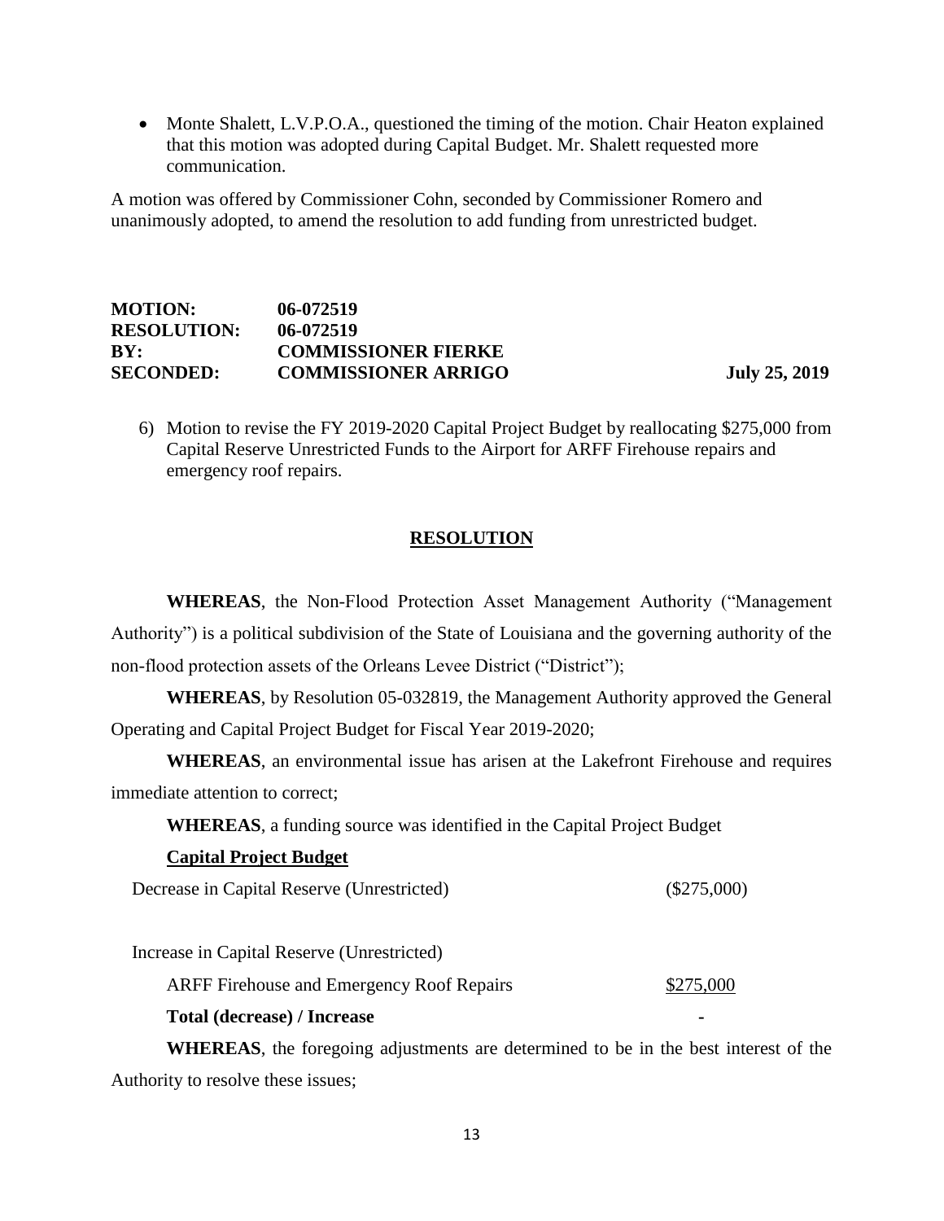- Monte Shalett, L.V.P.O.A., questioned the timing of the motion. Chair Heaton explained that this motion was adopted during Capital Budget. Mr. Shalett requested more communication.

A motion was offered by Commissioner Cohn, seconded by Commissioner Romero and unanimously adopted, to amend the resolution to add funding from unrestricted budget.

**MOTION:** **06-072519**
**RESOLUTION:** **06-072519**
**BY:** **COMMISSIONER FIERKE**
**SECONDED:** **COMMISSIONER ARRIGO** **July 25, 2019**

6) Motion to revise the FY 2019-2020 Capital Project Budget by reallocating $275,000 from Capital Reserve Unrestricted Funds to the Airport for ARFF Firehouse repairs and emergency roof repairs.

## RESOLUTION

**WHEREAS**, the Non-Flood Protection Asset Management Authority ("Management Authority") is a political subdivision of the State of Louisiana and the governing authority of the non-flood protection assets of the Orleans Levee District ("District");

**WHEREAS**, by Resolution 05-032819, the Management Authority approved the General Operating and Capital Project Budget for Fiscal Year 2019-2020;

**WHEREAS**, an environmental issue has arisen at the Lakefront Firehouse and requires immediate attention to correct;

**WHEREAS**, a funding source was identified in the Capital Project Budget

**Capital Project Budget**

| | |
|---|---|
| Decrease in Capital Reserve (Unrestricted) | ($275,000) |
| | |
| Increase in Capital Reserve (Unrestricted) | |
| ARFF Firehouse and Emergency Roof Repairs | $275,000 |
| **Total (decrease) / Increase** | - |

**WHEREAS**, the foregoing adjustments are determined to be in the best interest of the Authority to resolve these issues;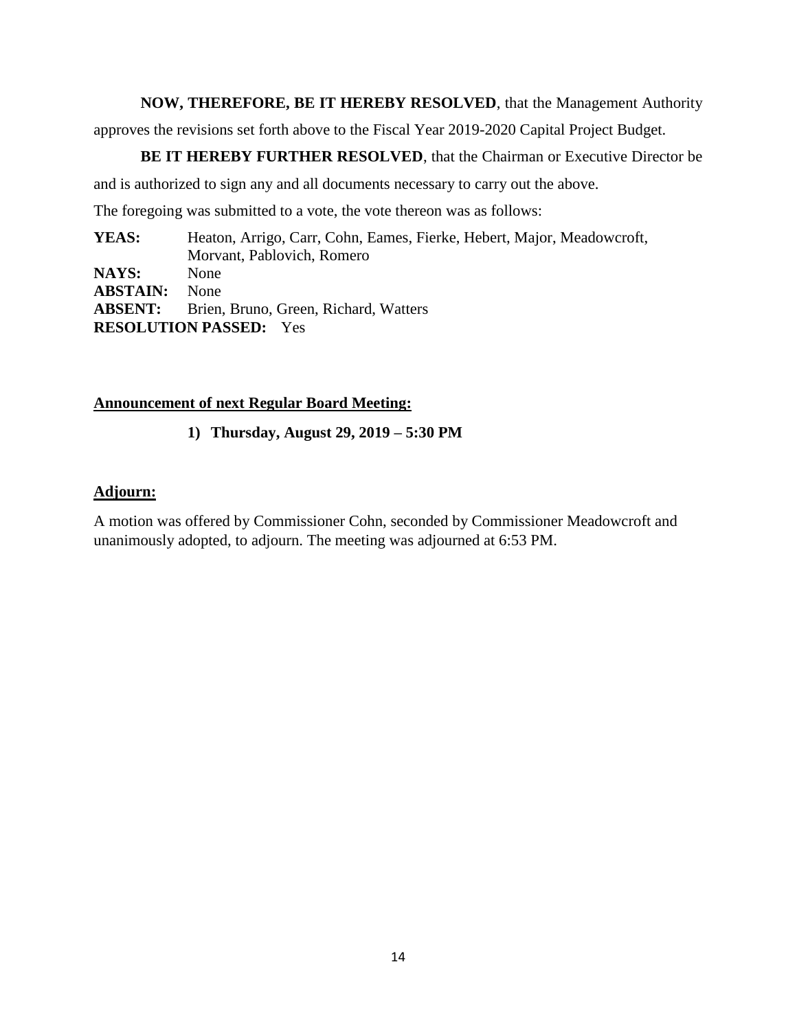**NOW, THEREFORE, BE IT HEREBY RESOLVED**, that the Management Authority approves the revisions set forth above to the Fiscal Year 2019-2020 Capital Project Budget.

**BE IT HEREBY FURTHER RESOLVED**, that the Chairman or Executive Director be and is authorized to sign any and all documents necessary to carry out the above.

The foregoing was submitted to a vote, the vote thereon was as follows:

**YEAS:** Heaton, Arrigo, Carr, Cohn, Eames, Fierke, Hebert, Major, Meadowcroft, Morvant, Pablovich, Romero
**NAYS:** None
**ABSTAIN:** None
**ABSENT:** Brien, Bruno, Green, Richard, Watters
**RESOLUTION PASSED:** Yes

**Announcement of next Regular Board Meeting:**

1) **Thursday, August 29, 2019 – 5:30 PM**

**Adjourn:**

A motion was offered by Commissioner Cohn, seconded by Commissioner Meadowcroft and unanimously adopted, to adjourn. The meeting was adjourned at 6:53 PM.